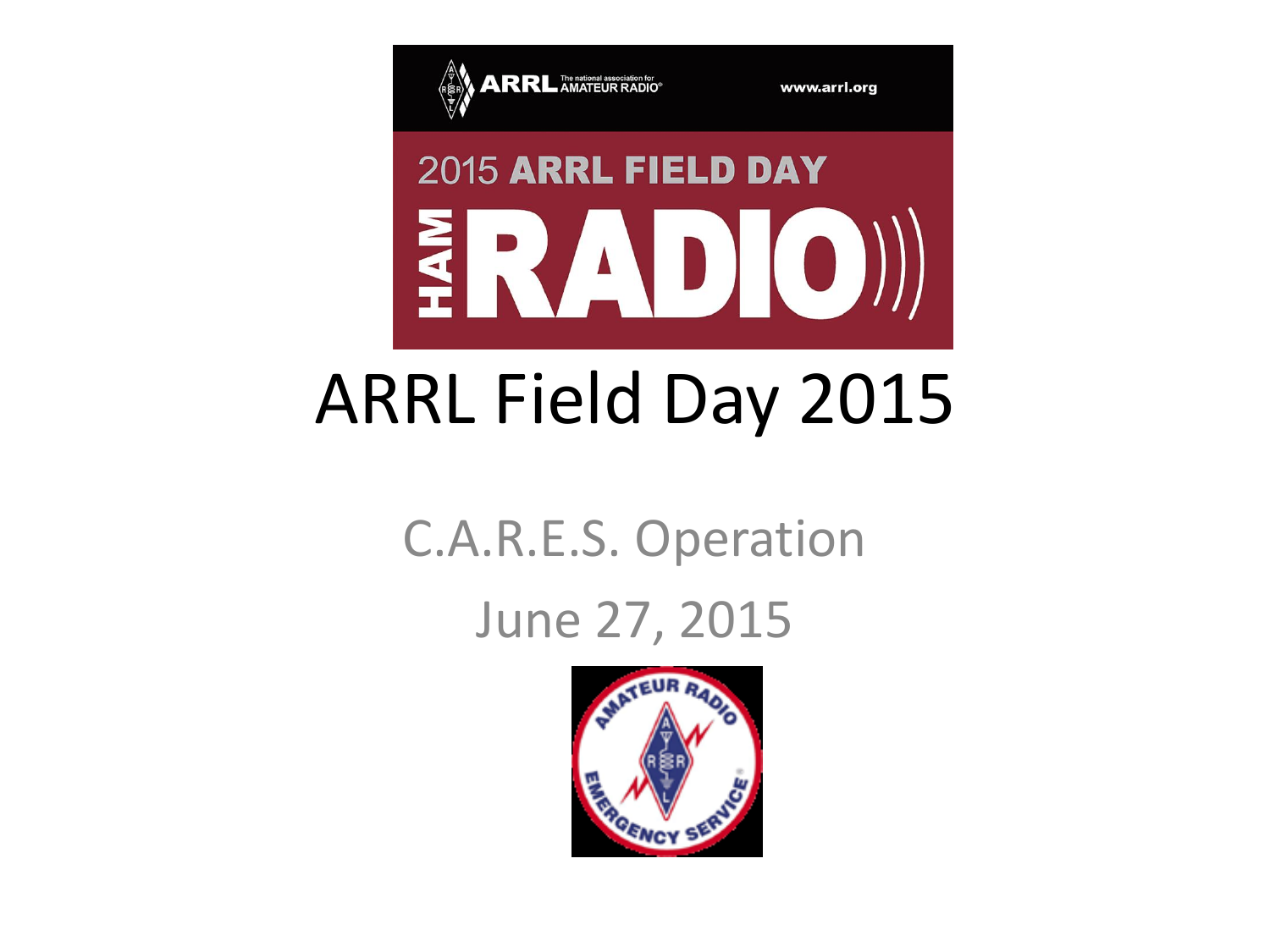# ARRL Field Day 2015

C.A.R.E.S. Operation

June 27, 2015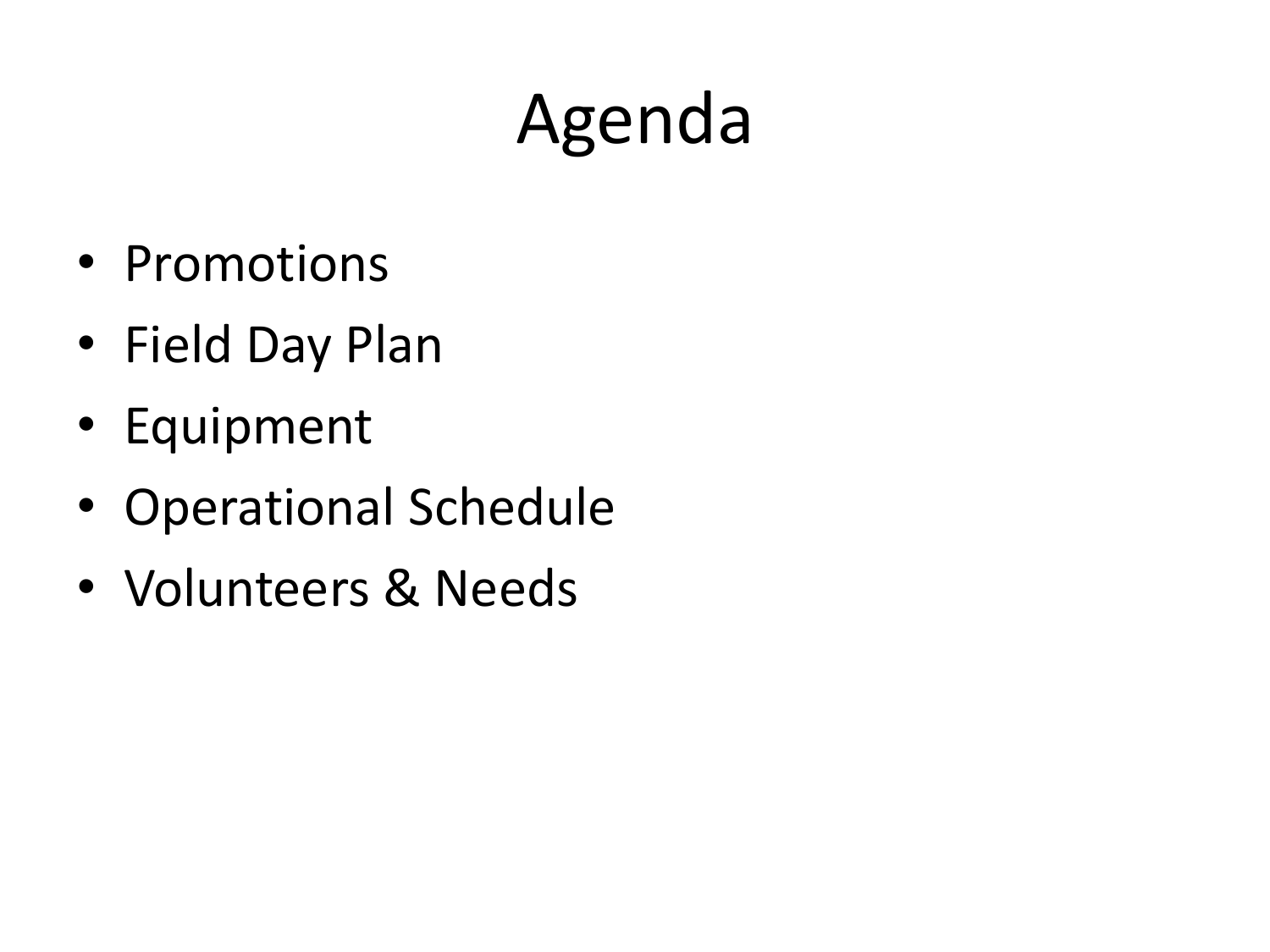# Agenda

- Promotions
- Field Day Plan
- Equipment
- Operational Schedule
- Volunteers & Needs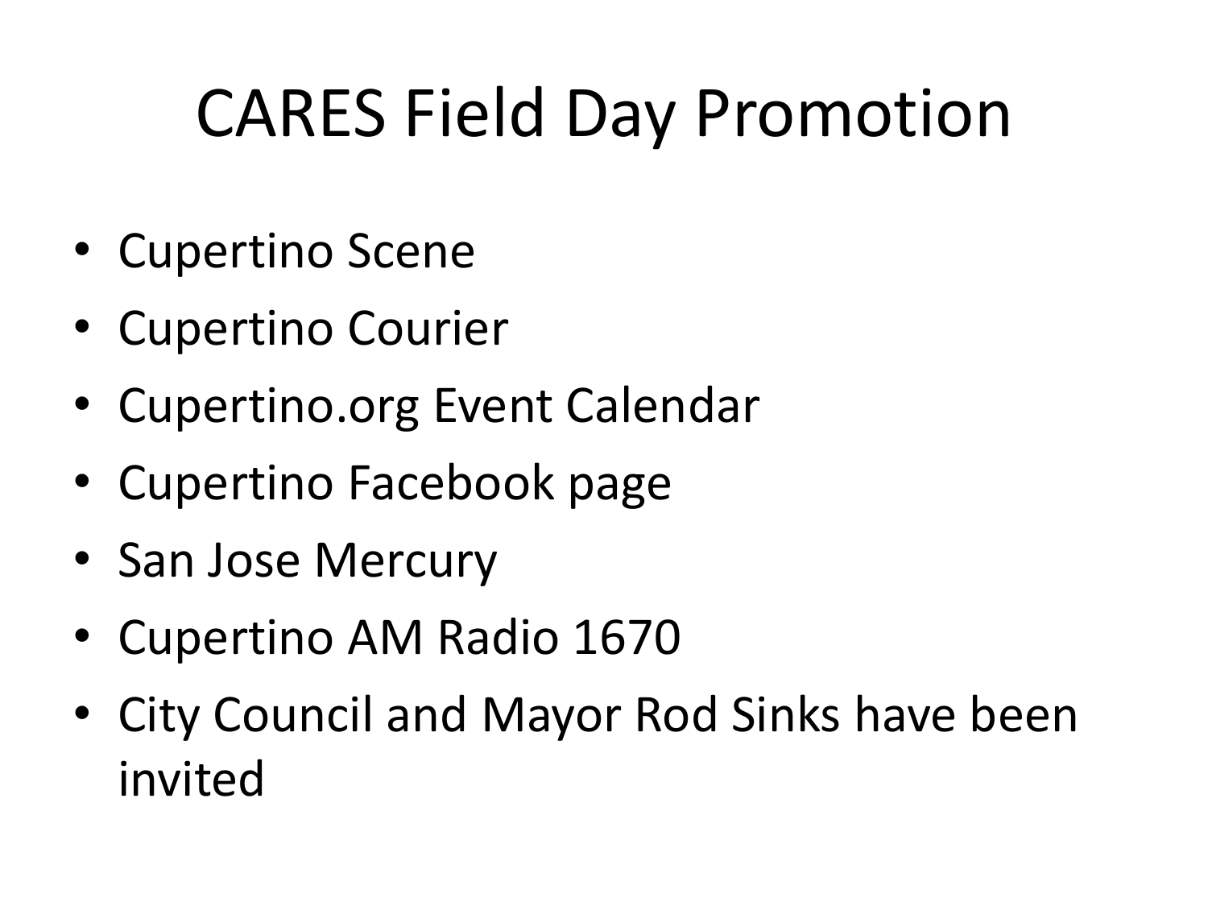# CARES Field Day Promotion

- Cupertino Scene
- Cupertino Courier
- Cupertino.org Event Calendar
- Cupertino Facebook page
- San Jose Mercury
- Cupertino AM Radio 1670
- City Council and Mayor Rod Sinks have been invited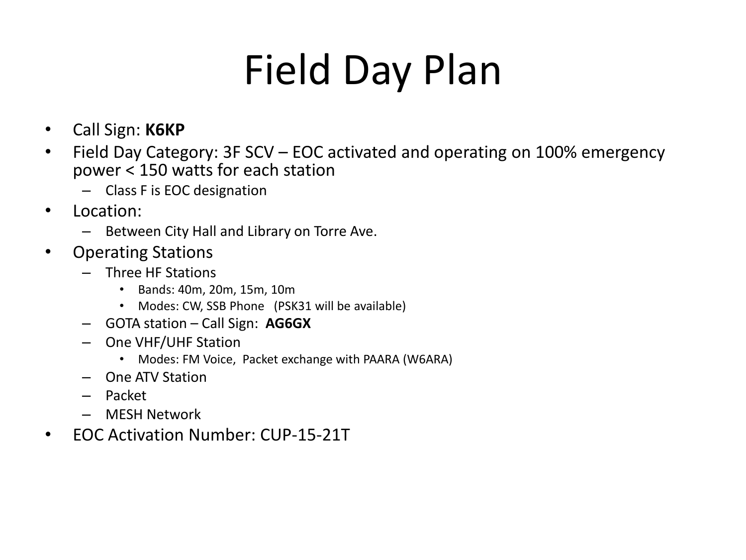# Field Day Plan

- Call Sign: **K6KP**
- Field Day Category: 3F SCV – EOC activated and operating on 100% emergency power < 150 watts for each station
  - Class F is EOC designation
- Location:
  - Between City Hall and Library on Torre Ave.
- Operating Stations
  - Three HF Stations
    - Bands: 40m, 20m, 15m, 10m
    - Modes: CW, SSB Phone (PSK31 will be available)
  - GOTA station – Call Sign: **AG6GX**
  - One VHF/UHF Station
    - Modes: FM Voice, Packet exchange with PAARA (W6ARA)
  - One ATV Station
  - Packet
  - MESH Network
- EOC Activation Number: CUP-15-21T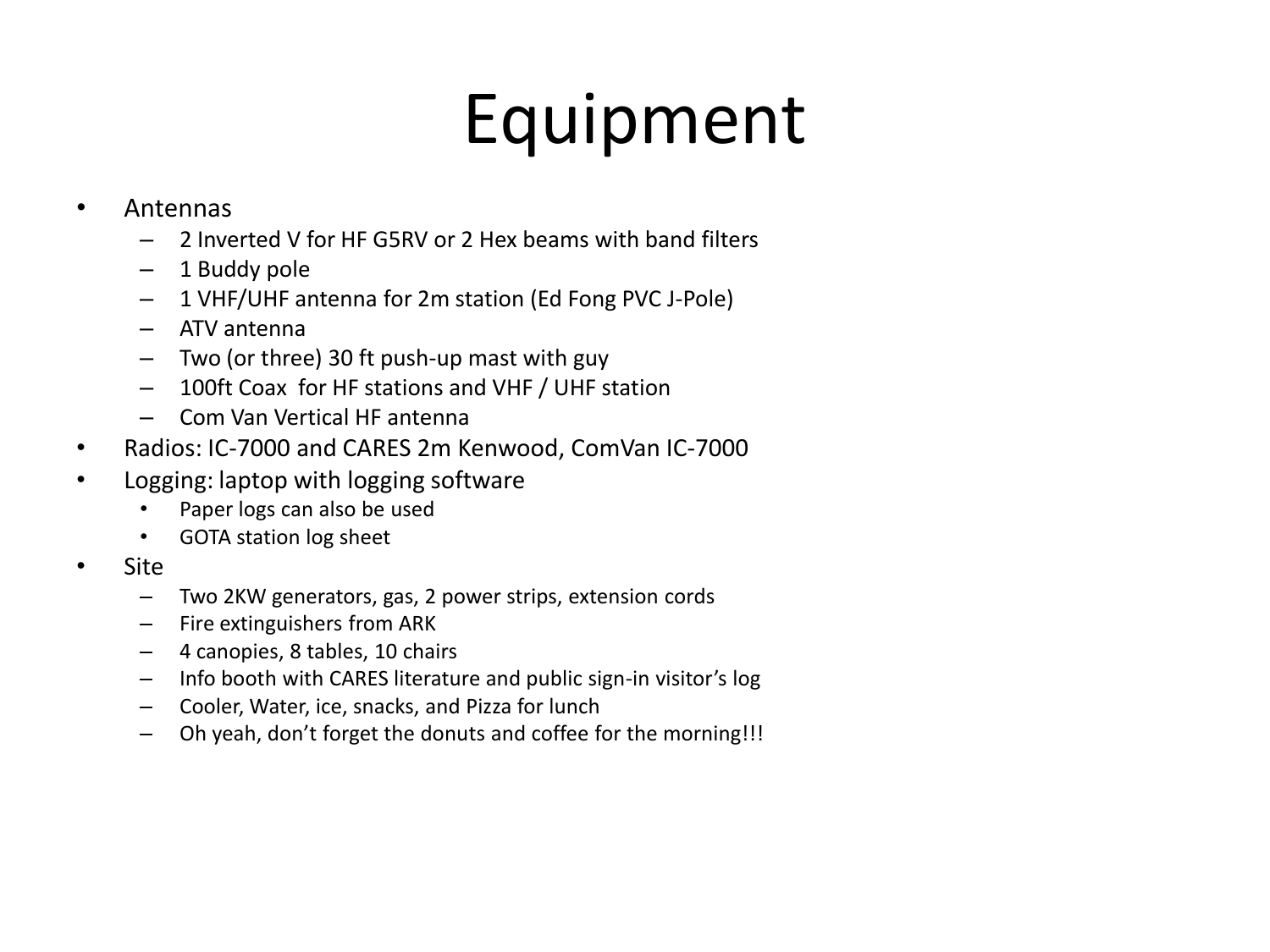# Equipment

- Antennas
  - 2 Inverted V for HF G5RV or 2 Hex beams with band filters
  - 1 Buddy pole
  - 1 VHF/UHF antenna for 2m station (Ed Fong PVC J-Pole)
  - ATV antenna
  - Two (or three) 30 ft push-up mast with guy
  - 100ft Coax for HF stations and VHF / UHF station
  - Com Van Vertical HF antenna
- Radios: IC-7000 and CARES 2m Kenwood, ComVan IC-7000
- Logging: laptop with logging software
  - Paper logs can also be used
  - GOTA station log sheet
- Site
  - Two 2KW generators, gas, 2 power strips, extension cords
  - Fire extinguishers from ARK
  - 4 canopies, 8 tables, 10 chairs
  - Info booth with CARES literature and public sign-in visitor's log
  - Cooler, Water, ice, snacks, and Pizza for lunch
  - Oh yeah, don't forget the donuts and coffee for the morning!!!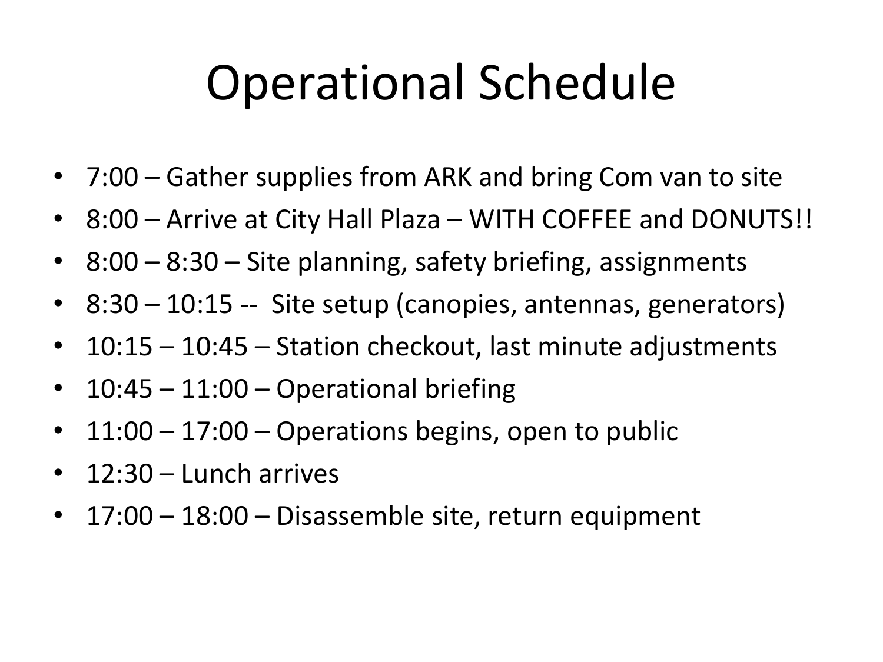# Operational Schedule

- 7:00 – Gather supplies from ARK and bring Com van to site
- 8:00 – Arrive at City Hall Plaza – WITH COFFEE and DONUTS!!
- 8:00 – 8:30 – Site planning, safety briefing, assignments
- 8:30 – 10:15 -- Site setup (canopies, antennas, generators)
- 10:15 – 10:45 – Station checkout, last minute adjustments
- 10:45 – 11:00 – Operational briefing
- 11:00 – 17:00 – Operations begins, open to public
- 12:30 – Lunch arrives
- 17:00 – 18:00 – Disassemble site, return equipment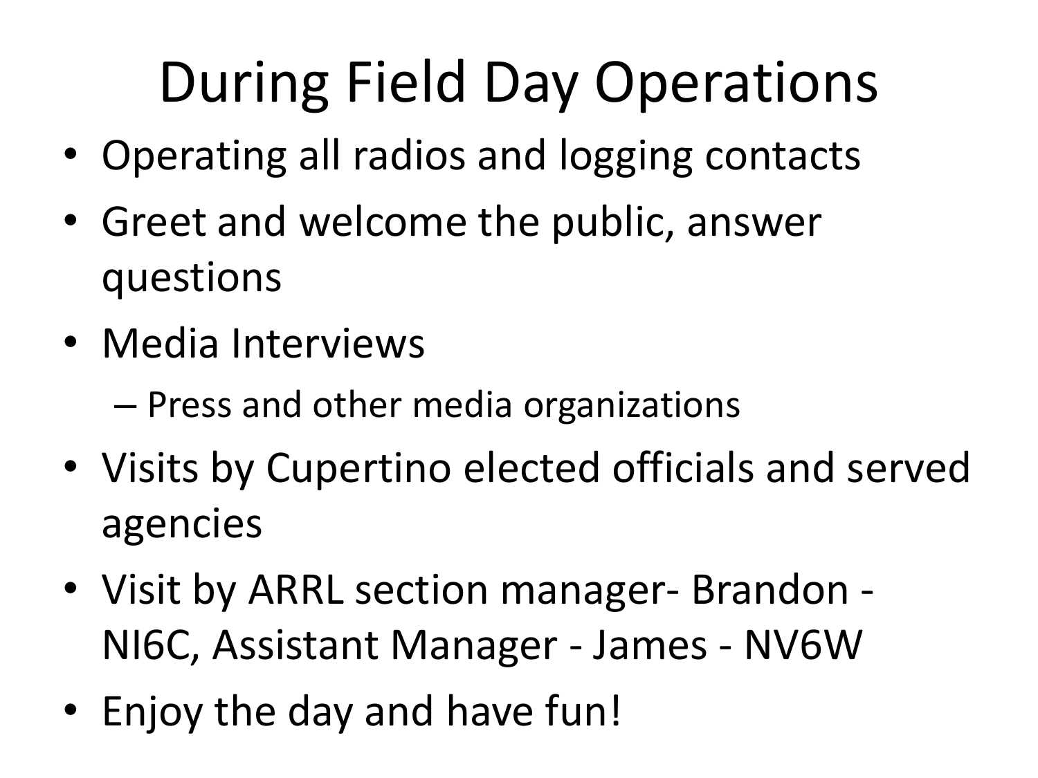# During Field Day Operations

- Operating all radios and logging contacts
- Greet and welcome the public, answer questions
- Media Interviews
  - Press and other media organizations
- Visits by Cupertino elected officials and served agencies
- Visit by ARRL section manager- Brandon - NI6C, Assistant Manager - James - NV6W
- Enjoy the day and have fun!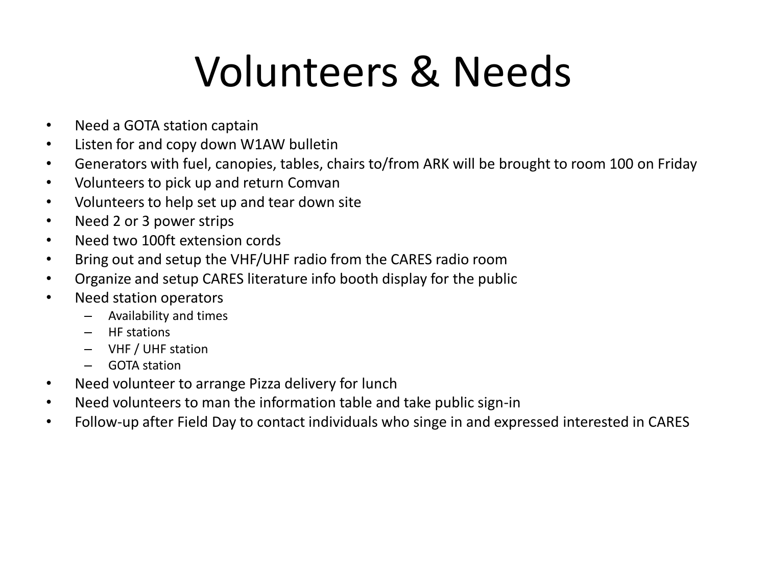# Volunteers & Needs

- Need a GOTA station captain
- Listen for and copy down W1AW bulletin
- Generators with fuel, canopies, tables, chairs to/from ARK will be brought to room 100 on Friday
- Volunteers to pick up and return Comvan
- Volunteers to help set up and tear down site
- Need 2 or 3 power strips
- Need two 100ft extension cords
- Bring out and setup the VHF/UHF radio from the CARES radio room
- Organize and setup CARES literature info booth display for the public
- Need station operators
  - Availability and times
  - HF stations
  - VHF / UHF station
  - GOTA station
- Need volunteer to arrange Pizza delivery for lunch
- Need volunteers to man the information table and take public sign-in
- Follow-up after Field Day to contact individuals who singe in and expressed interested in CARES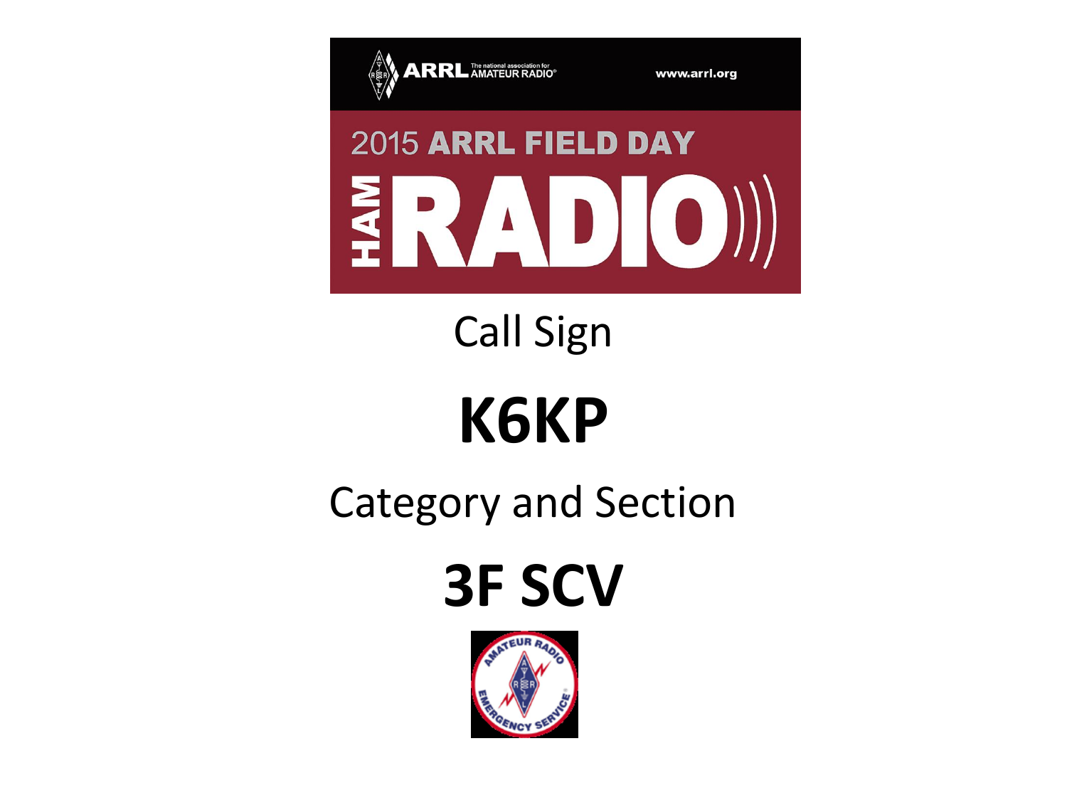ARRL The national association for AMATEUR RADIO® www.arrl.org

2015 ARRL FIELD DAY

HAM RADIO

Call Sign

# K6KP

Category and Section

# 3F SCV

AMATEUR RADIO EMERGENCY SERVICE®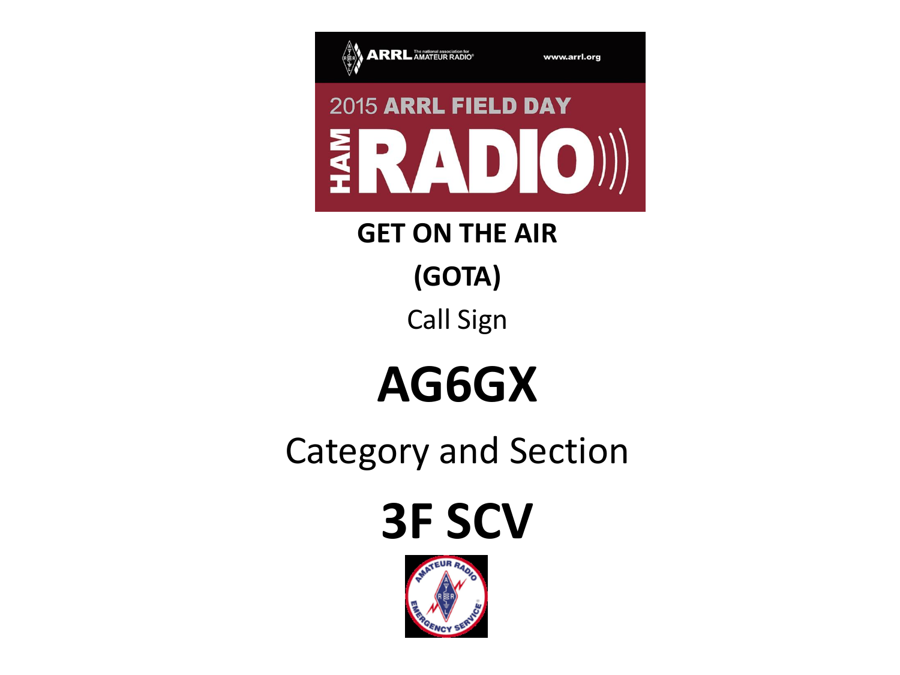**GET ON THE AIR**

**(GOTA)**

Call Sign

# AG6GX

Category and Section

# 3F SCV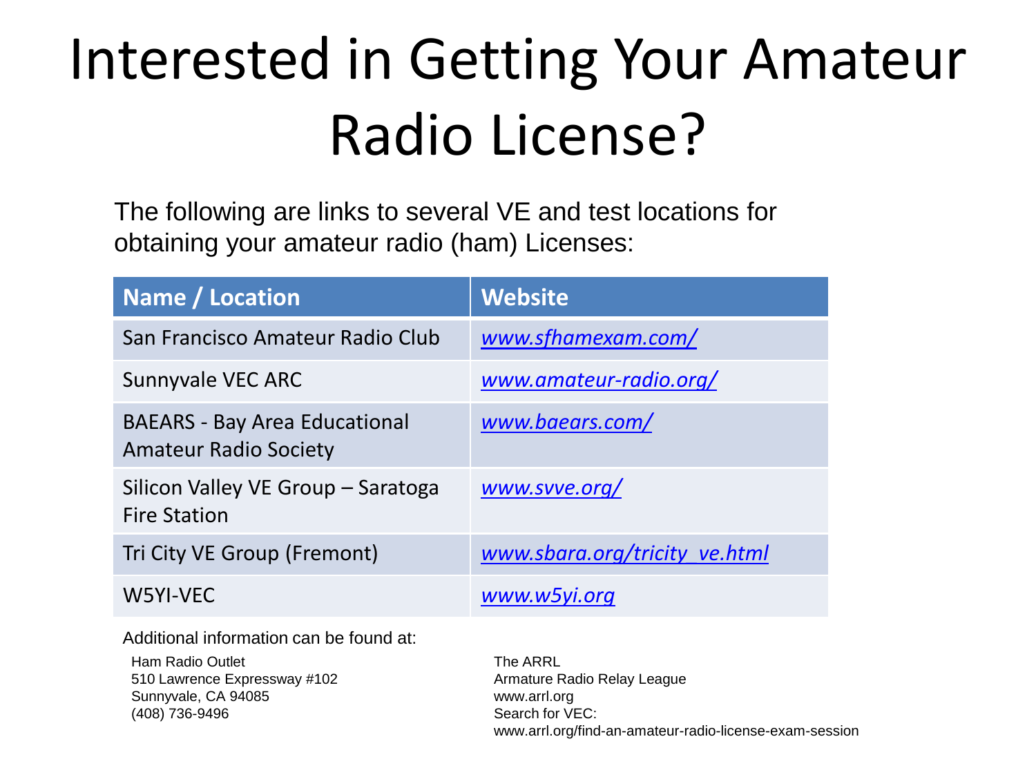# Interested in Getting Your Amateur Radio License?

The following are links to several VE and test locations for obtaining your amateur radio (ham) Licenses:

| Name / Location | Website |
|---|---|
| San Francisco Amateur Radio Club | *www.sfhamexam.com/* |
| Sunnyvale VEC ARC | *www.amateur-radio.org/* |
| BAEARS - Bay Area Educational Amateur Radio Society | *www.baears.com/* |
| Silicon Valley VE Group – Saratoga Fire Station | *www.svve.org/* |
| Tri City VE Group (Fremont) | *www.sbara.org/tricity_ve.html* |
| W5YI-VEC | *www.w5yi.org* |

Additional information can be found at:

Ham Radio Outlet
510 Lawrence Expressway #102
Sunnyvale, CA 94085
(408) 736-9496

The ARRL
Armature Radio Relay League
www.arrl.org
Search for VEC:
www.arrl.org/find-an-amateur-radio-license-exam-session